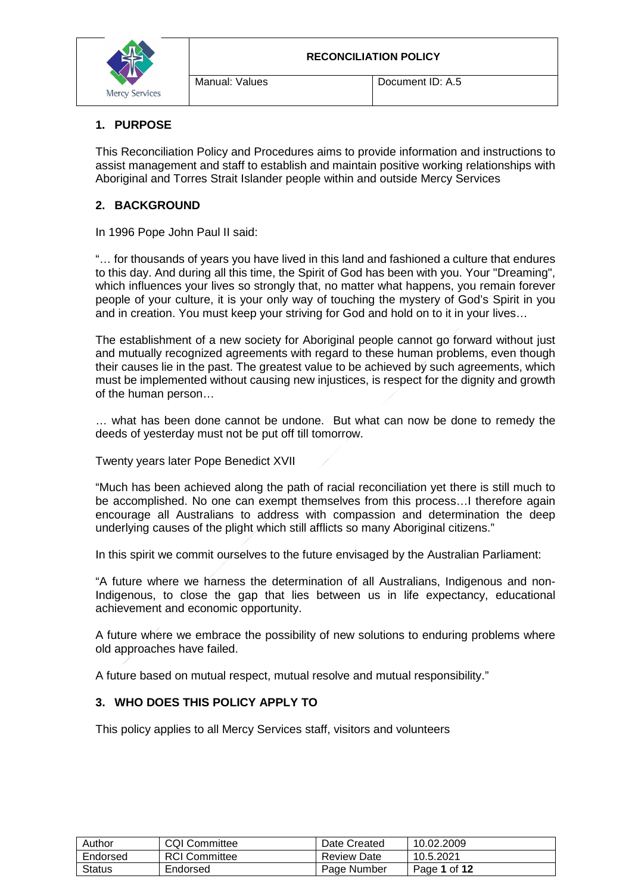# RECONCILIATION POLICY

Manual: Values | Document ID: A.5

## 1. PURPOSE

This Reconciliation Policy and Procedures aims to provide information and instructions to assist management and staff to establish and maintain positive working relationships with Aboriginal and Torres Strait Islander people within and outside Mercy Services

## 2. BACKGROUND

In 1996 Pope John Paul II said:

"… for thousands of years you have lived in this land and fashioned a culture that endures to this day. And during all this time, the Spirit of God has been with you. Your "Dreaming", which influences your lives so strongly that, no matter what happens, you remain forever people of your culture, it is your only way of touching the mystery of God's Spirit in you and in creation. You must keep your striving for God and hold on to it in your lives…

The establishment of a new society for Aboriginal people cannot go forward without just and mutually recognized agreements with regard to these human problems, even though their causes lie in the past. The greatest value to be achieved by such agreements, which must be implemented without causing new injustices, is respect for the dignity and growth of the human person…

… what has been done cannot be undone. But what can now be done to remedy the deeds of yesterday must not be put off till tomorrow.

Twenty years later Pope Benedict XVII

"Much has been achieved along the path of racial reconciliation yet there is still much to be accomplished. No one can exempt themselves from this process…I therefore again encourage all Australians to address with compassion and determination the deep underlying causes of the plight which still afflicts so many Aboriginal citizens."

In this spirit we commit ourselves to the future envisaged by the Australian Parliament:

"A future where we harness the determination of all Australians, Indigenous and non-Indigenous, to close the gap that lies between us in life expectancy, educational achievement and economic opportunity.

A future where we embrace the possibility of new solutions to enduring problems where old approaches have failed.

A future based on mutual respect, mutual resolve and mutual responsibility."

## 3. WHO DOES THIS POLICY APPLY TO

This policy applies to all Mercy Services staff, visitors and volunteers

| Author | CQI Committee | Date Created | 10.02.2009 |
|---|---|---|---|
| Endorsed | RCI Committee | Review Date | 10.5.2021 |
| Status | Endorsed | Page Number | Page **1** of **12** |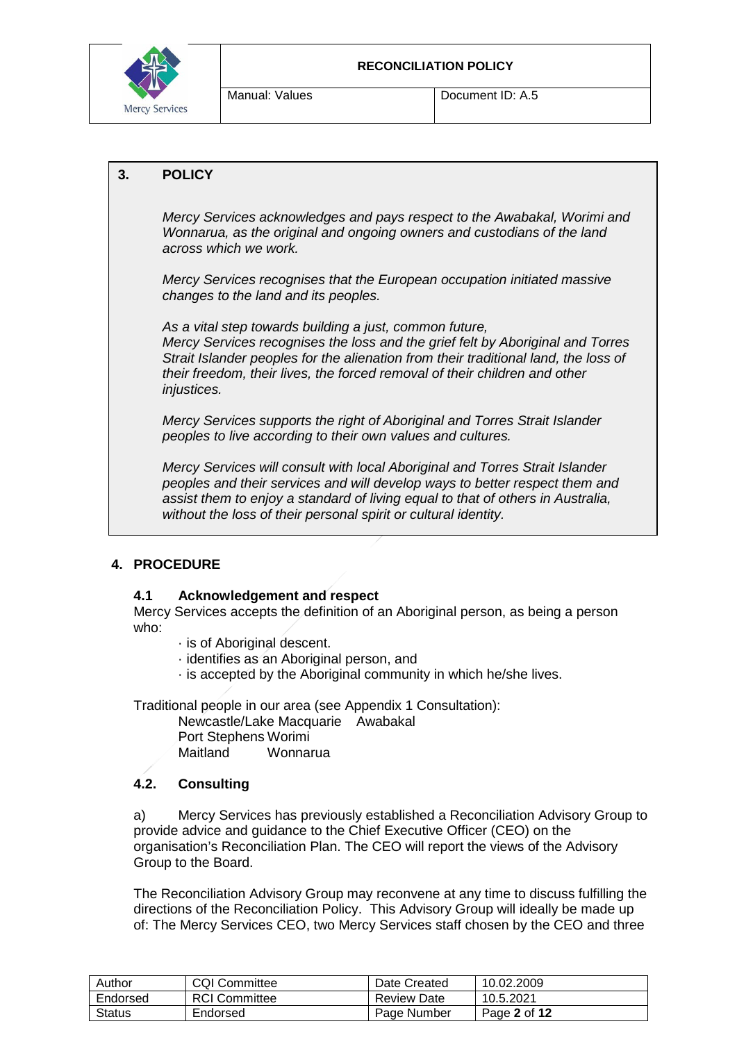## 3. POLICY

*Mercy Services acknowledges and pays respect to the Awabakal, Worimi and Wonnarua, as the original and ongoing owners and custodians of the land across which we work.*

*Mercy Services recognises that the European occupation initiated massive changes to the land and its peoples.*

*As a vital step towards building a just, common future,*
*Mercy Services recognises the loss and the grief felt by Aboriginal and Torres Strait Islander peoples for the alienation from their traditional land, the loss of their freedom, their lives, the forced removal of their children and other injustices.*

*Mercy Services supports the right of Aboriginal and Torres Strait Islander peoples to live according to their own values and cultures.*

*Mercy Services will consult with local Aboriginal and Torres Strait Islander peoples and their services and will develop ways to better respect them and assist them to enjoy a standard of living equal to that of others in Australia, without the loss of their personal spirit or cultural identity.*

## 4. PROCEDURE

### 4.1 Acknowledgement and respect

Mercy Services accepts the definition of an Aboriginal person, as being a person who:

- is of Aboriginal descent.
- identifies as an Aboriginal person, and
- is accepted by the Aboriginal community in which he/she lives.

Traditional people in our area (see Appendix 1 Consultation):

| | |
|---|---|
| Newcastle/Lake Macquarie | Awabakal |
| Port Stephens | Worimi |
| Maitland | Wonnarua |

### 4.2. Consulting

a) Mercy Services has previously established a Reconciliation Advisory Group to provide advice and guidance to the Chief Executive Officer (CEO) on the organisation's Reconciliation Plan. The CEO will report the views of the Advisory Group to the Board.

The Reconciliation Advisory Group may reconvene at any time to discuss fulfilling the directions of the Reconciliation Policy. This Advisory Group will ideally be made up of: The Mercy Services CEO, two Mercy Services staff chosen by the CEO and three

| | | | |
|---|---|---|---|
| Author | CQI Committee | Date Created | 10.02.2009 |
| Endorsed | RCI Committee | Review Date | 10.5.2021 |
| Status | Endorsed | Page Number | Page **2** of **12** |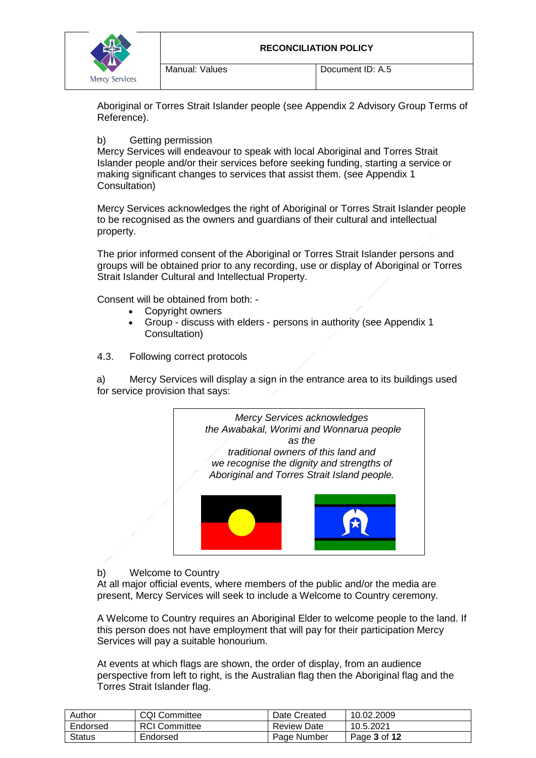Aboriginal or Torres Strait Islander people (see Appendix 2 Advisory Group Terms of Reference).

b) Getting permission

Mercy Services will endeavour to speak with local Aboriginal and Torres Strait Islander people and/or their services before seeking funding, starting a service or making significant changes to services that assist them. (see Appendix 1 Consultation)

Mercy Services acknowledges the right of Aboriginal or Torres Strait Islander people to be recognised as the owners and guardians of their cultural and intellectual property.

The prior informed consent of the Aboriginal or Torres Strait Islander persons and groups will be obtained prior to any recording, use or display of Aboriginal or Torres Strait Islander Cultural and Intellectual Property.

Consent will be obtained from both: -

- Copyright owners
- Group - discuss with elders - persons in authority (see Appendix 1 Consultation)

4.3. Following correct protocols

a) Mercy Services will display a sign in the entrance area to its buildings used for service provision that says:

> *Mercy Services acknowledges the Awabakal, Worimi and Wonnarua people as the traditional owners of this land and we recognise the dignity and strengths of Aboriginal and Torres Strait Island people.*

b) Welcome to Country

At all major official events, where members of the public and/or the media are present, Mercy Services will seek to include a Welcome to Country ceremony.

A Welcome to Country requires an Aboriginal Elder to welcome people to the land. If this person does not have employment that will pay for their participation Mercy Services will pay a suitable honourium.

At events at which flags are shown, the order of display, from an audience perspective from left to right, is the Australian flag then the Aboriginal flag and the Torres Strait Islander flag.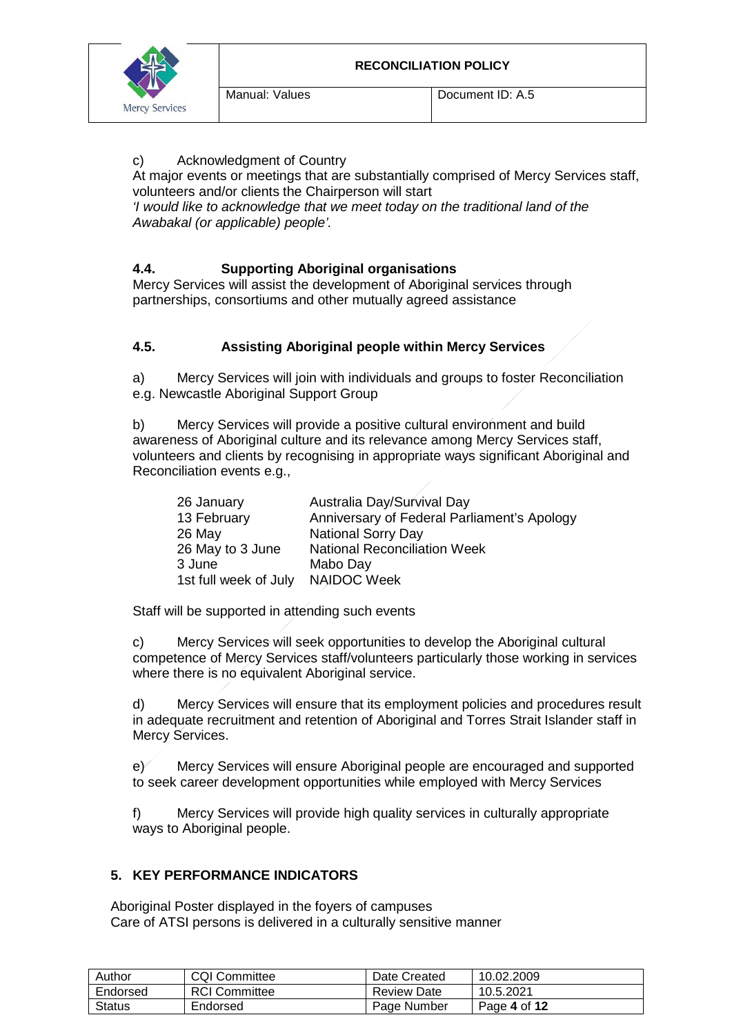c) Acknowledgment of Country
At major events or meetings that are substantially comprised of Mercy Services staff, volunteers and/or clients the Chairperson will start
*'I would like to acknowledge that we meet today on the traditional land of the Awabakal (or applicable) people'.*

### 4.4. Supporting Aboriginal organisations

Mercy Services will assist the development of Aboriginal services through partnerships, consortiums and other mutually agreed assistance

### 4.5. Assisting Aboriginal people within Mercy Services

a) Mercy Services will join with individuals and groups to foster Reconciliation e.g. Newcastle Aboriginal Support Group

b) Mercy Services will provide a positive cultural environment and build awareness of Aboriginal culture and its relevance among Mercy Services staff, volunteers and clients by recognising in appropriate ways significant Aboriginal and Reconciliation events e.g.,

| | |
|---|---|
| 26 January | Australia Day/Survival Day |
| 13 February | Anniversary of Federal Parliament's Apology |
| 26 May | National Sorry Day |
| 26 May to 3 June | National Reconciliation Week |
| 3 June | Mabo Day |
| 1st full week of July | NAIDOC Week |

Staff will be supported in attending such events

c) Mercy Services will seek opportunities to develop the Aboriginal cultural competence of Mercy Services staff/volunteers particularly those working in services where there is no equivalent Aboriginal service.

d) Mercy Services will ensure that its employment policies and procedures result in adequate recruitment and retention of Aboriginal and Torres Strait Islander staff in Mercy Services.

e) Mercy Services will ensure Aboriginal people are encouraged and supported to seek career development opportunities while employed with Mercy Services

f) Mercy Services will provide high quality services in culturally appropriate ways to Aboriginal people.

## 5. KEY PERFORMANCE INDICATORS

Aboriginal Poster displayed in the foyers of campuses
Care of ATSI persons is delivered in a culturally sensitive manner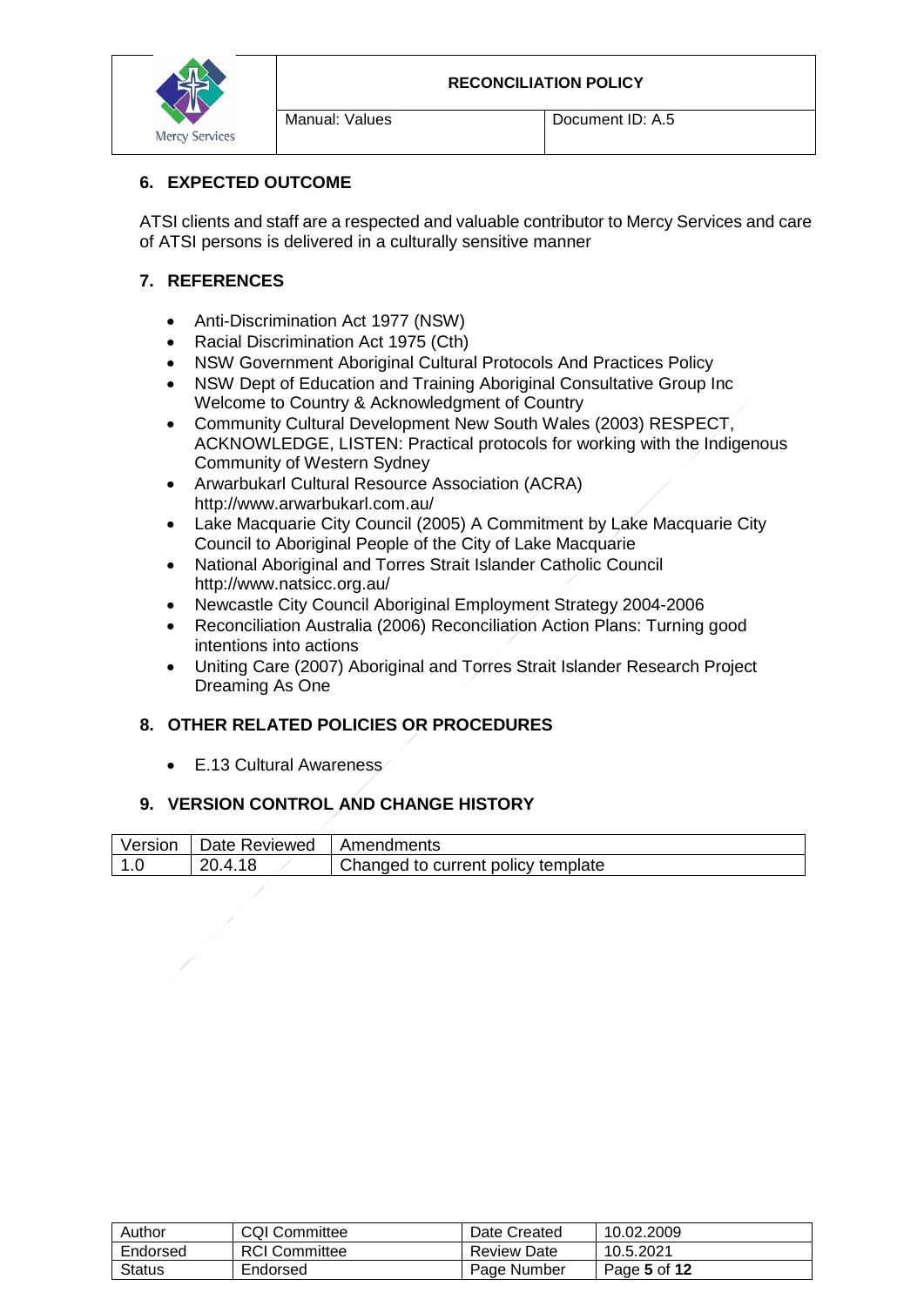## 6. EXPECTED OUTCOME

ATSI clients and staff are a respected and valuable contributor to Mercy Services and care of ATSI persons is delivered in a culturally sensitive manner

## 7. REFERENCES

- Anti-Discrimination Act 1977 (NSW)
- Racial Discrimination Act 1975 (Cth)
- NSW Government Aboriginal Cultural Protocols And Practices Policy
- NSW Dept of Education and Training Aboriginal Consultative Group Inc Welcome to Country & Acknowledgment of Country
- Community Cultural Development New South Wales (2003) RESPECT, ACKNOWLEDGE, LISTEN: Practical protocols for working with the Indigenous Community of Western Sydney
- Arwarbukarl Cultural Resource Association (ACRA) http://www.arwarbukarl.com.au/
- Lake Macquarie City Council (2005) A Commitment by Lake Macquarie City Council to Aboriginal People of the City of Lake Macquarie
- National Aboriginal and Torres Strait Islander Catholic Council http://www.natsicc.org.au/
- Newcastle City Council Aboriginal Employment Strategy 2004-2006
- Reconciliation Australia (2006) Reconciliation Action Plans: Turning good intentions into actions
- Uniting Care (2007) Aboriginal and Torres Strait Islander Research Project Dreaming As One

## 8. OTHER RELATED POLICIES OR PROCEDURES

- E.13 Cultural Awareness

## 9. VERSION CONTROL AND CHANGE HISTORY

| Version | Date Reviewed | Amendments |
|---|---|---|
| 1.0 | 20.4.18 | Changed to current policy template |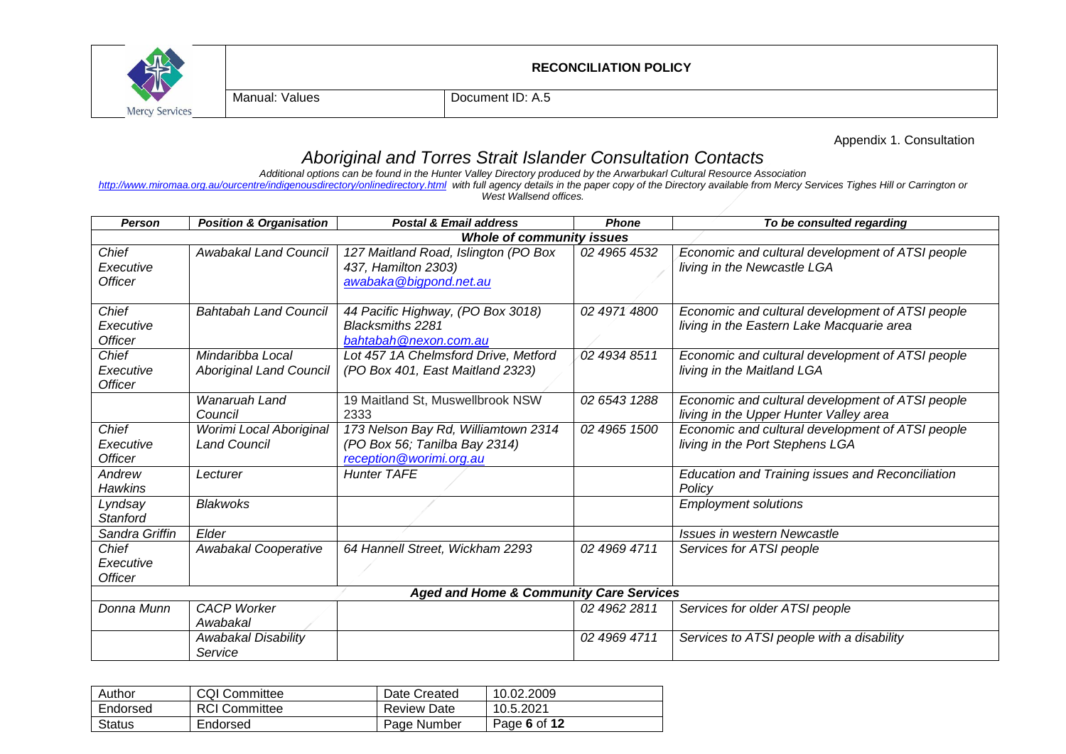Appendix 1. Consultation

## *Aboriginal and Torres Strait Islander Consultation Contacts*

*Additional options can be found in the Hunter Valley Directory produced by the Arwarbukarl Cultural Resource Association http://www.miromaa.org.au/ourcentre/indigenousdirectory/onlinedirectory.html with full agency details in the paper copy of the Directory available from Mercy Services Tighes Hill or Carrington or West Wallsend offices.*

| *Person* | *Position & Organisation* | *Postal & Email address* | *Phone* | *To be consulted regarding* |
|---|---|---|---|---|
| | | ***Whole of community issues*** | | |
| *Chief Executive Officer* | *Awabakal Land Council* | *127 Maitland Road, Islington (PO Box 437, Hamilton 2303) awabaka@bigpond.net.au* | *02 4965 4532* | *Economic and cultural development of ATSI people living in the Newcastle LGA* |
| *Chief Executive Officer* | *Bahtabah Land Council* | *44 Pacific Highway, (PO Box 3018) Blacksmiths 2281 bahtabah@nexon.com.au* | *02 4971 4800* | *Economic and cultural development of ATSI people living in the Eastern Lake Macquarie area* |
| *Chief Executive Officer* | *Mindaribba Local Aboriginal Land Council* | *Lot 457 1A Chelmsford Drive, Metford (PO Box 401, East Maitland 2323)* | *02 4934 8511* | *Economic and cultural development of ATSI people living in the Maitland LGA* |
| | *Wanaruah Land Council* | 19 Maitland St, Muswellbrook NSW 2333 | *02 6543 1288* | *Economic and cultural development of ATSI people living in the Upper Hunter Valley area* |
| *Chief Executive Officer* | *Worimi Local Aboriginal Land Council* | *173 Nelson Bay Rd, Williamtown 2314 (PO Box 56; Tanilba Bay 2314) reception@worimi.org.au* | *02 4965 1500* | *Economic and cultural development of ATSI people living in the Port Stephens LGA* |
| *Andrew Hawkins* | *Lecturer* | *Hunter TAFE* | | *Education and Training issues and Reconciliation Policy* |
| *Lyndsay Stanford* | *Blakwoks* | | | *Employment solutions* |
| *Sandra Griffin* | *Elder* | | | *Issues in western Newcastle* |
| *Chief Executive Officer* | *Awabakal Cooperative* | *64 Hannell Street, Wickham 2293* | *02 4969 4711* | *Services for ATSI people* |
| | | ***Aged and Home & Community Care Services*** | | |
| *Donna Munn* | *CACP Worker Awabakal* | | *02 4962 2811* | *Services for older ATSI people* |
| | *Awabakal Disability Service* | | *02 4969 4711* | *Services to ATSI people with a disability* |

| Author | CQI Committee | Date Created | 10.02.2009 |
|---|---|---|---|
| Endorsed | RCI Committee | Review Date | 10.5.2021 |
| Status | Endorsed | Page Number | Page **6** of **12** |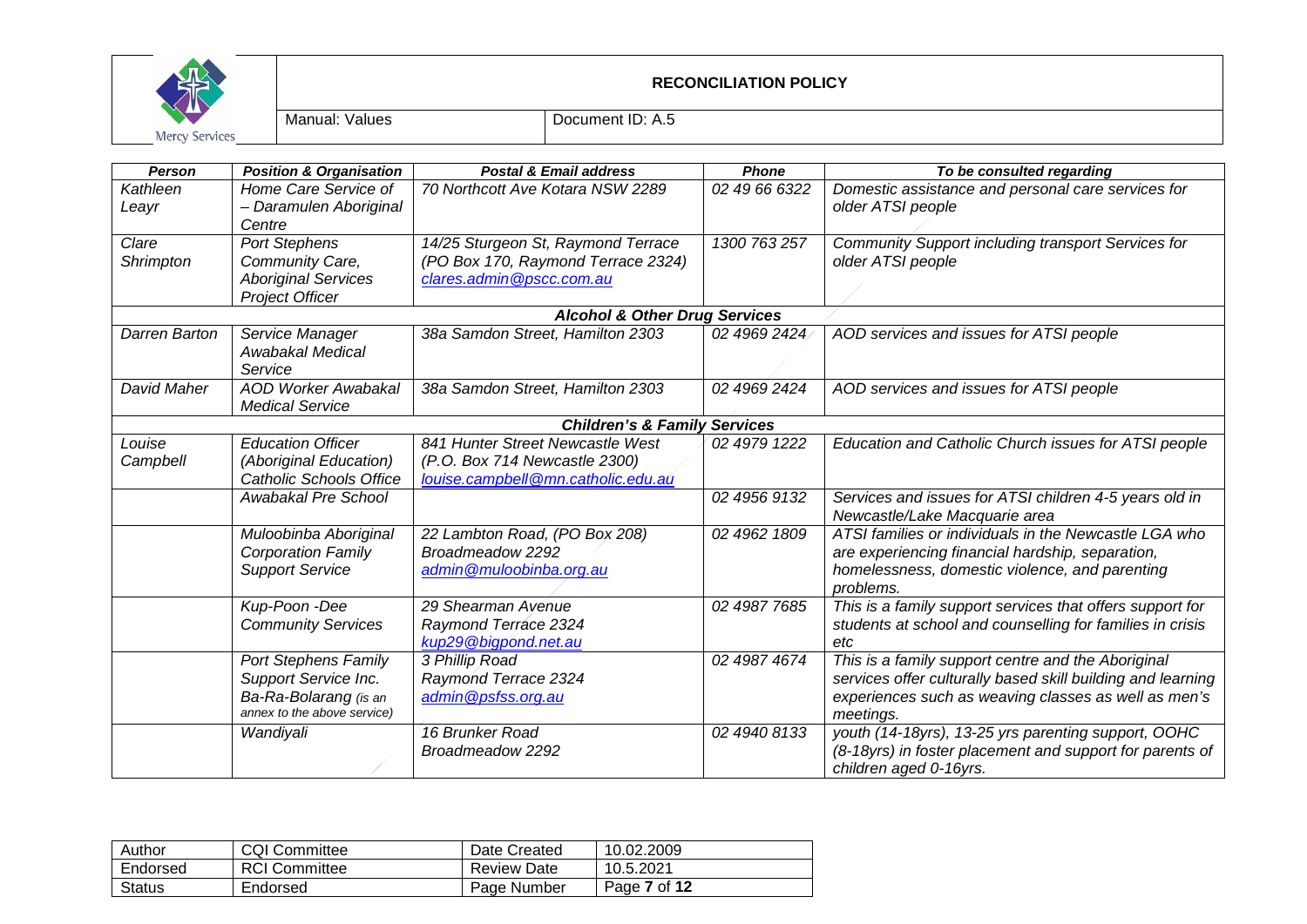| Person | Position & Organisation | Postal & Email address | Phone | To be consulted regarding |
|---|---|---|---|---|
| Kathleen Leayr | Home Care Service of – Daramulen Aboriginal Centre | 70 Northcott Ave Kotara NSW 2289 | 02 49 66 6322 | Domestic assistance and personal care services for older ATSI people |
| Clare Shrimpton | Port Stephens Community Care, Aboriginal Services Project Officer | 14/25 Sturgeon St, Raymond Terrace (PO Box 170, Raymond Terrace 2324) clares.admin@pscc.com.au | 1300 763 257 | Community Support including transport Services for older ATSI people |
| **Alcohol & Other Drug Services** | | | | |
| Darren Barton | Service Manager Awabakal Medical Service | 38a Samdon Street, Hamilton 2303 | 02 4969 2424 | AOD services and issues for ATSI people |
| David Maher | AOD Worker Awabakal Medical Service | 38a Samdon Street, Hamilton 2303 | 02 4969 2424 | AOD services and issues for ATSI people |
| **Children's & Family Services** | | | | |
| Louise Campbell | Education Officer (Aboriginal Education) Catholic Schools Office | 841 Hunter Street Newcastle West (P.O. Box 714 Newcastle 2300) louise.campbell@mn.catholic.edu.au | 02 4979 1222 | Education and Catholic Church issues for ATSI people |
| | Awabakal Pre School | | 02 4956 9132 | Services and issues for ATSI children 4-5 years old in Newcastle/Lake Macquarie area |
| | Muloobinba Aboriginal Corporation Family Support Service | 22 Lambton Road, (PO Box 208) Broadmeadow 2292 admin@muloobinba.org.au | 02 4962 1809 | ATSI families or individuals in the Newcastle LGA who are experiencing financial hardship, separation, homelessness, domestic violence, and parenting problems. |
| | Kup-Poon -Dee Community Services | 29 Shearman Avenue Raymond Terrace 2324 kup29@bigpond.net.au | 02 4987 7685 | This is a family support services that offers support for students at school and counselling for families in crisis etc |
| | Port Stephens Family Support Service Inc. Ba-Ra-Bolarang (is an annex to the above service) | 3 Phillip Road Raymond Terrace 2324 admin@psfss.org.au | 02 4987 4674 | This is a family support centre and the Aboriginal services offer culturally based skill building and learning experiences such as weaving classes as well as men's meetings. |
| | Wandiyali | 16 Brunker Road Broadmeadow 2292 | 02 4940 8133 | youth (14-18yrs), 13-25 yrs parenting support, OOHC (8-18yrs) in foster placement and support for parents of children aged 0-16yrs. |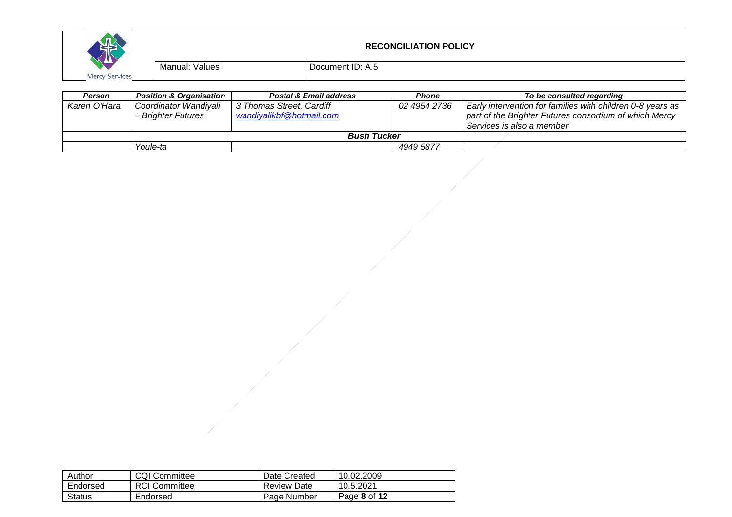| *Person* | *Position & Organisation* | *Postal & Email address* | *Phone* | *To be consulted regarding* |
|---|---|---|---|---|
| *Karen O'Hara* | *Coordinator Wandiyali – Brighter Futures* | *3 Thomas Street, Cardiff* *wandiyalikbf@hotmail.com* | *02 4954 2736* | *Early intervention for families with children 0-8 years as part of the Brighter Futures consortium of which Mercy Services is also a member* |
| | | ***Bush Tucker*** | | |
| | *Youle-ta* | | *4949 5877* | |

| Author | CQI Committee | Date Created | 10.02.2009 |
|---|---|---|---|
| Endorsed | RCI Committee | Review Date | 10.5.2021 |
| Status | Endorsed | Page Number | Page **8** of **12** |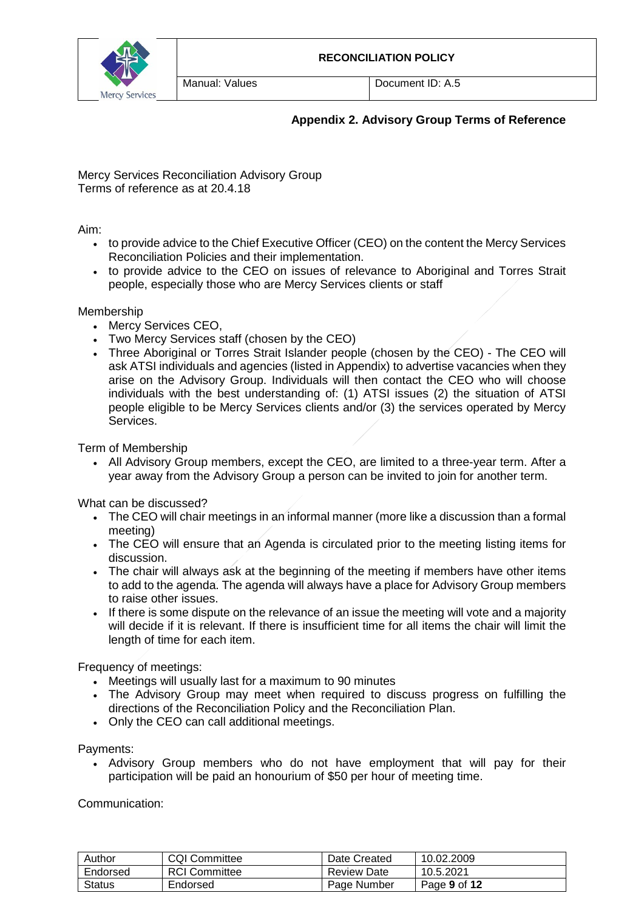## Appendix 2. Advisory Group Terms of Reference

Mercy Services Reconciliation Advisory Group
Terms of reference as at 20.4.18

Aim:

- to provide advice to the Chief Executive Officer (CEO) on the content the Mercy Services Reconciliation Policies and their implementation.
- to provide advice to the CEO on issues of relevance to Aboriginal and Torres Strait people, especially those who are Mercy Services clients or staff

Membership

- Mercy Services CEO,
- Two Mercy Services staff (chosen by the CEO)
- Three Aboriginal or Torres Strait Islander people (chosen by the CEO) - The CEO will ask ATSI individuals and agencies (listed in Appendix) to advertise vacancies when they arise on the Advisory Group. Individuals will then contact the CEO who will choose individuals with the best understanding of: (1) ATSI issues (2) the situation of ATSI people eligible to be Mercy Services clients and/or (3) the services operated by Mercy Services.

Term of Membership

- All Advisory Group members, except the CEO, are limited to a three-year term. After a year away from the Advisory Group a person can be invited to join for another term.

What can be discussed?

- The CEO will chair meetings in an informal manner (more like a discussion than a formal meeting)
- The CEO will ensure that an Agenda is circulated prior to the meeting listing items for discussion.
- The chair will always ask at the beginning of the meeting if members have other items to add to the agenda. The agenda will always have a place for Advisory Group members to raise other issues.
- If there is some dispute on the relevance of an issue the meeting will vote and a majority will decide if it is relevant. If there is insufficient time for all items the chair will limit the length of time for each item.

Frequency of meetings:

- Meetings will usually last for a maximum to 90 minutes
- The Advisory Group may meet when required to discuss progress on fulfilling the directions of the Reconciliation Policy and the Reconciliation Plan.
- Only the CEO can call additional meetings.

Payments:

- Advisory Group members who do not have employment that will pay for their participation will be paid an honourium of $50 per hour of meeting time.

Communication: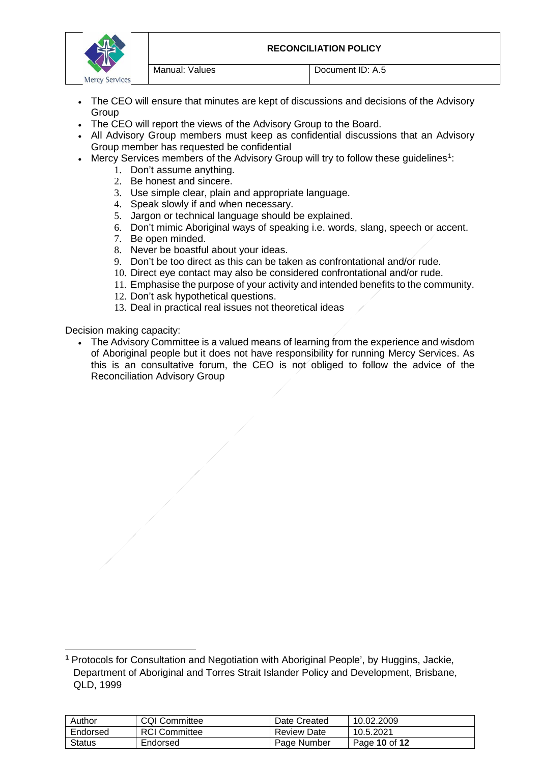- The CEO will ensure that minutes are kept of discussions and decisions of the Advisory Group
- The CEO will report the views of the Advisory Group to the Board.
- All Advisory Group members must keep as confidential discussions that an Advisory Group member has requested be confidential
- Mercy Services members of the Advisory Group will try to follow these guidelines[1]:
    1. Don't assume anything.
    2. Be honest and sincere.
    3. Use simple clear, plain and appropriate language.
    4. Speak slowly if and when necessary.
    5. Jargon or technical language should be explained.
    6. Don't mimic Aboriginal ways of speaking i.e. words, slang, speech or accent.
    7. Be open minded.
    8. Never be boastful about your ideas.
    9. Don't be too direct as this can be taken as confrontational and/or rude.
    10. Direct eye contact may also be considered confrontational and/or rude.
    11. Emphasise the purpose of your activity and intended benefits to the community.
    12. Don't ask hypothetical questions.
    13. Deal in practical real issues not theoretical ideas

Decision making capacity:

- The Advisory Committee is a valued means of learning from the experience and wisdom of Aboriginal people but it does not have responsibility for running Mercy Services. As this is an consultative forum, the CEO is not obliged to follow the advice of the Reconciliation Advisory Group

[1] Protocols for Consultation and Negotiation with Aboriginal People', by Huggins, Jackie, Department of Aboriginal and Torres Strait Islander Policy and Development, Brisbane, QLD, 1999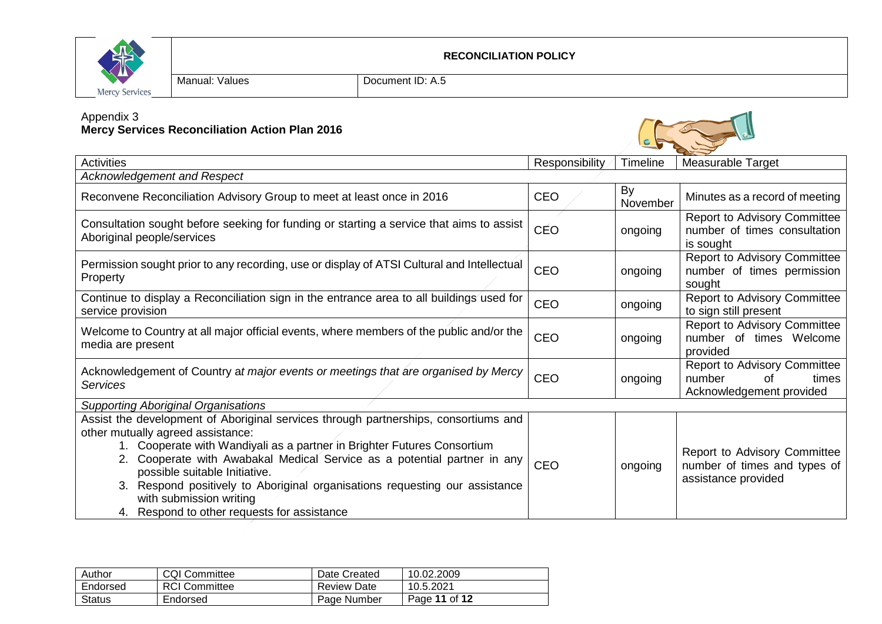Appendix 3

**Mercy Services Reconciliation Action Plan 2016**

| Activities | Responsibility | Timeline | Measurable Target |
|---|---|---|---|
| *Acknowledgement and Respect* | | | |
| Reconvene Reconciliation Advisory Group to meet at least once in 2016 | CEO | By November | Minutes as a record of meeting |
| Consultation sought before seeking for funding or starting a service that aims to assist Aboriginal people/services | CEO | ongoing | Report to Advisory Committee number of times consultation is sought |
| Permission sought prior to any recording, use or display of ATSI Cultural and Intellectual Property | CEO | ongoing | Report to Advisory Committee number of times permission sought |
| Continue to display a Reconciliation sign in the entrance area to all buildings used for service provision | CEO | ongoing | Report to Advisory Committee to sign still present |
| Welcome to Country at all major official events, where members of the public and/or the media are present | CEO | ongoing | Report to Advisory Committee number of times Welcome provided |
| Acknowledgement of Country a*t major events or meetings that are organised by Mercy Services* | CEO | ongoing | Report to Advisory Committee number of times Acknowledgement provided |
| *Supporting Aboriginal Organisations* | | | |
| Assist the development of Aboriginal services through partnerships, consortiums and other mutually agreed assistance:<br>1. Cooperate with Wandiyali as a partner in Brighter Futures Consortium<br>2. Cooperate with Awabakal Medical Service as a potential partner in any possible suitable Initiative.<br>3. Respond positively to Aboriginal organisations requesting our assistance with submission writing<br>4. Respond to other requests for assistance | CEO | ongoing | Report to Advisory Committee number of times and types of assistance provided |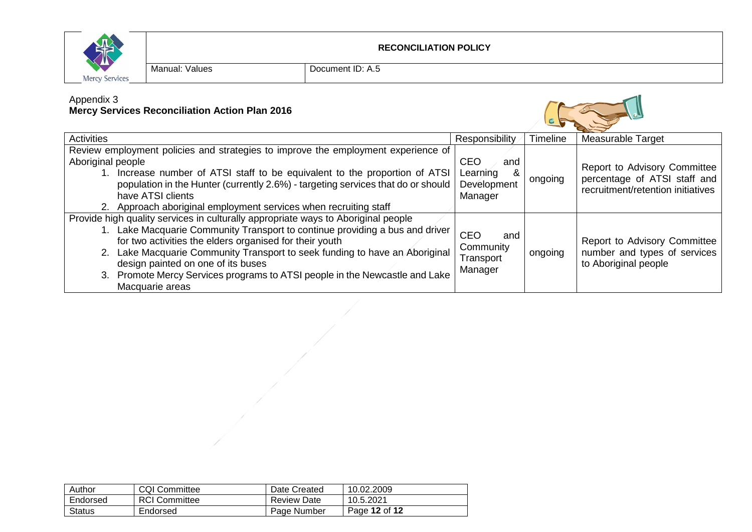Appendix 3

**Mercy Services Reconciliation Action Plan 2016**

| Activities | Responsibility | Timeline | Measurable Target |
| --- | --- | --- | --- |
| Review employment policies and strategies to improve the employment experience of Aboriginal people<br>1. Increase number of ATSI staff to be equivalent to the proportion of ATSI population in the Hunter (currently 2.6%) - targeting services that do or should have ATSI clients<br>2. Approach aboriginal employment services when recruiting staff | CEO and Learning & Development Manager | ongoing | Report to Advisory Committee percentage of ATSI staff and recruitment/retention initiatives |
| Provide high quality services in culturally appropriate ways to Aboriginal people<br>1. Lake Macquarie Community Transport to continue providing a bus and driver for two activities the elders organised for their youth<br>2. Lake Macquarie Community Transport to seek funding to have an Aboriginal design painted on one of its buses<br>3. Promote Mercy Services programs to ATSI people in the Newcastle and Lake Macquarie areas | CEO and Community Transport Manager | ongoing | Report to Advisory Committee number and types of services to Aboriginal people |